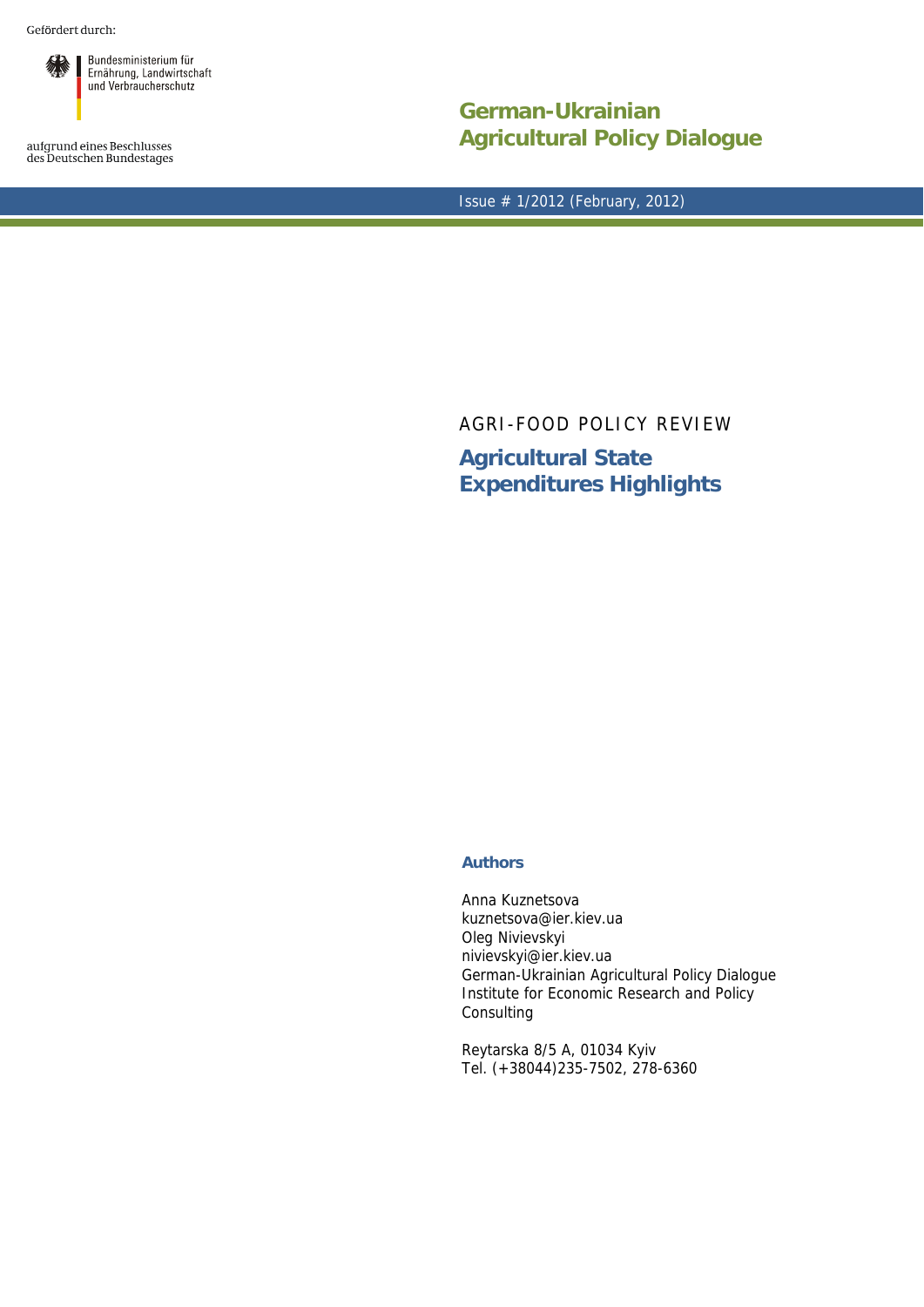Gefördert durch:

Bundesministerium für
Ernährung, Landwirtschaft
und Verbraucherschutz

aufgrund eines Beschlusses
des Deutschen Bundestages

# German-Ukrainian Agricultural Policy Dialogue

Issue # 1/2012 (February, 2012)

AGRI-FOOD POLICY REVIEW

## Agricultural State Expenditures Highlights

### Authors

Anna Kuznetsova
kuznetsova@ier.kiev.ua
Oleg Nivievskyi
nivievskyi@ier.kiev.ua
German-Ukrainian Agricultural Policy Dialogue
Institute for Economic Research and Policy Consulting

Reytarska 8/5 A, 01034 Kyiv
Tel. (+38044)235-7502, 278-6360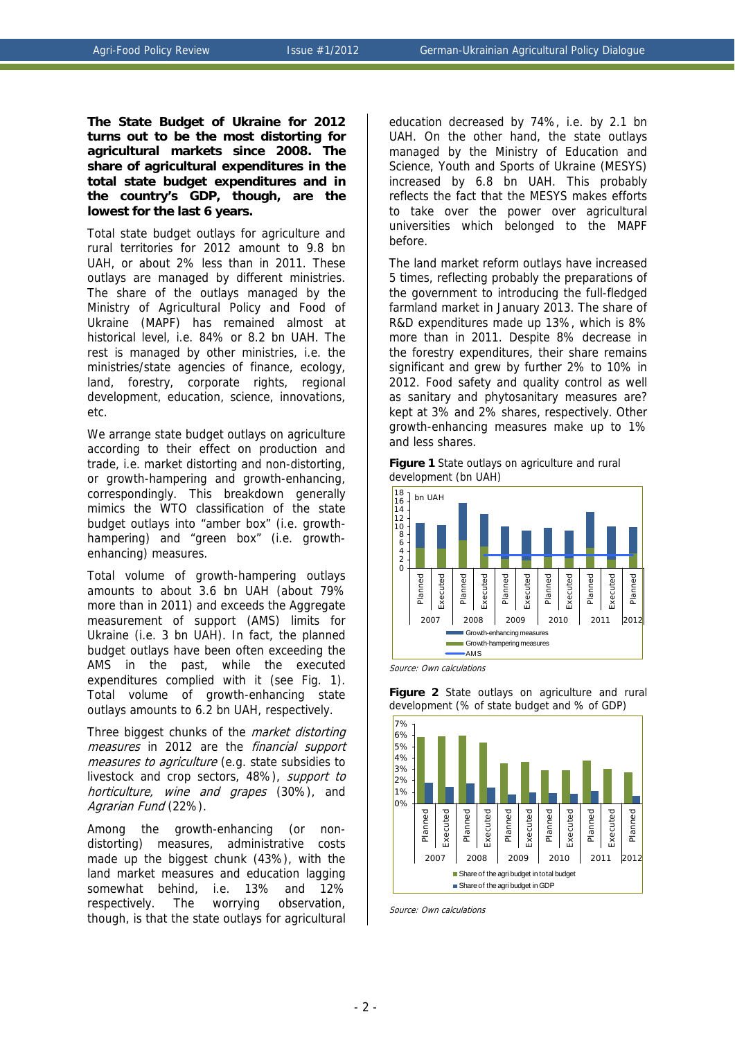**The State Budget of Ukraine for 2012 turns out to be the most distorting for agricultural markets since 2008. The share of agricultural expenditures in the total state budget expenditures and in the country's GDP, though, are the lowest for the last 6 years.**

Total state budget outlays for agriculture and rural territories for 2012 amount to 9.8 bn UAH, or about 2% less than in 2011. These outlays are managed by different ministries. The share of the outlays managed by the Ministry of Agricultural Policy and Food of Ukraine (MAPF) has remained almost at historical level, i.e. 84% or 8.2 bn UAH. The rest is managed by other ministries, i.e. the ministries/state agencies of finance, ecology, land, forestry, corporate rights, regional development, education, science, innovations, etc.

We arrange state budget outlays on agriculture according to their effect on production and trade, i.e. market distorting and non-distorting, or growth-hampering and growth-enhancing, correspondingly. This breakdown generally mimics the WTO classification of the state budget outlays into "amber box" (i.e. growth-hampering) and "green box" (i.e. growth-enhancing) measures.

Total volume of growth-hampering outlays amounts to about 3.6 bn UAH (about 79% more than in 2011) and exceeds the Aggregate measurement of support (AMS) limits for Ukraine (i.e. 3 bn UAH). In fact, the planned budget outlays have been often exceeding the AMS in the past, while the executed expenditures complied with it (see Fig. 1). Total volume of growth-enhancing state outlays amounts to 6.2 bn UAH, respectively.

Three biggest chunks of the *market distorting measures* in 2012 are the *financial support measures to agriculture* (e.g. state subsidies to livestock and crop sectors, 48%), *support to horticulture, wine and grapes* (30%), and *Agrarian Fund* (22%).

Among the growth-enhancing (or non-distorting) measures, administrative costs made up the biggest chunk (43%), with the land market measures and education lagging somewhat behind, i.e. 13% and 12% respectively. The worrying observation, though, is that the state outlays for agricultural education decreased by 74%, i.e. by 2.1 bn UAH. On the other hand, the state outlays managed by the Ministry of Education and Science, Youth and Sports of Ukraine (MESYS) increased by 6.8 bn UAH. This probably reflects the fact that the MESYS makes efforts to take over the power over agricultural universities which belonged to the MAPF before.

The land market reform outlays have increased 5 times, reflecting probably the preparations of the government to introducing the full-fledged farmland market in January 2013. The share of R&D expenditures made up 13%, which is 8% more than in 2011. Despite 8% decrease in the forestry expenditures, their share remains significant and grew by further 2% to 10% in 2012. Food safety and quality control as well as sanitary and phytosanitary measures are? kept at 3% and 2% shares, respectively. Other growth-enhancing measures make up to 1% and less shares.

**Figure 1** State outlays on agriculture and rural development (bn UAH)

bn UAH
0 2 4 6 8 10 12 14 16 18
Planned Executed Planned Executed Planned Executed Planned Executed Planned Executed Planned
2007 2008 2009 2010 2011 2012
Growth-enhancing measures
Growth-hampering measures
AMS

*Source: Own calculations*

**Figure 2** State outlays on agriculture and rural development (% of state budget and % of GDP)

0% 1% 2% 3% 4% 5% 6% 7%
Planned Executed Planned Executed Planned Executed Planned Executed Planned Executed Planned
2007 2008 2009 2010 2011 2012
Share of the agri budget in total budget
Share of the agri budget in GDP

*Source: Own calculations*